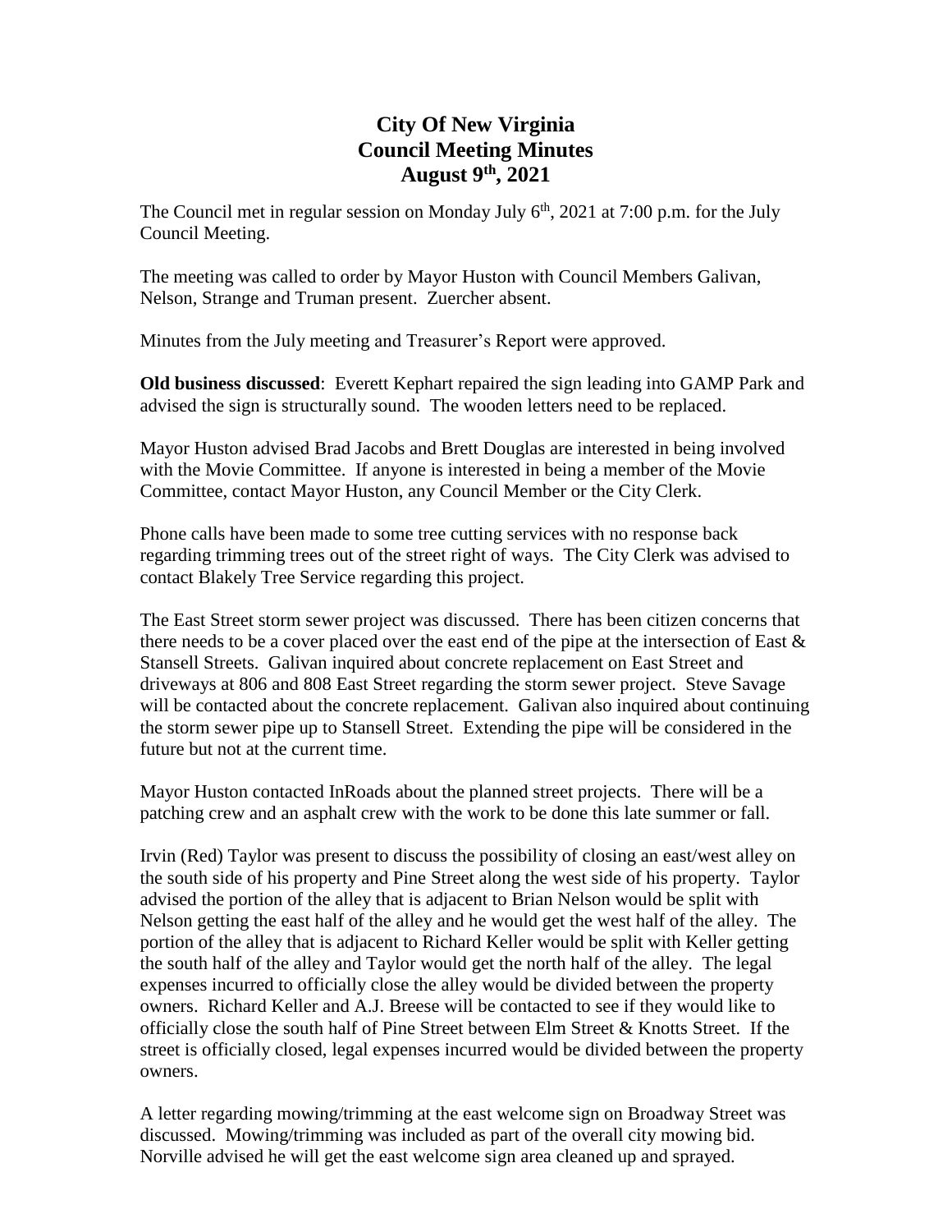# City Of New Virginia
# Council Meeting Minutes
# August 9th, 2021

The Council met in regular session on Monday July 6th, 2021 at 7:00 p.m. for the July Council Meeting.

The meeting was called to order by Mayor Huston with Council Members Galivan, Nelson, Strange and Truman present. Zuercher absent.

Minutes from the July meeting and Treasurer's Report were approved.

**Old business discussed**: Everett Kephart repaired the sign leading into GAMP Park and advised the sign is structurally sound. The wooden letters need to be replaced.

Mayor Huston advised Brad Jacobs and Brett Douglas are interested in being involved with the Movie Committee. If anyone is interested in being a member of the Movie Committee, contact Mayor Huston, any Council Member or the City Clerk.

Phone calls have been made to some tree cutting services with no response back regarding trimming trees out of the street right of ways. The City Clerk was advised to contact Blakely Tree Service regarding this project.

The East Street storm sewer project was discussed. There has been citizen concerns that there needs to be a cover placed over the east end of the pipe at the intersection of East & Stansell Streets. Galivan inquired about concrete replacement on East Street and driveways at 806 and 808 East Street regarding the storm sewer project. Steve Savage will be contacted about the concrete replacement. Galivan also inquired about continuing the storm sewer pipe up to Stansell Street. Extending the pipe will be considered in the future but not at the current time.

Mayor Huston contacted InRoads about the planned street projects. There will be a patching crew and an asphalt crew with the work to be done this late summer or fall.

Irvin (Red) Taylor was present to discuss the possibility of closing an east/west alley on the south side of his property and Pine Street along the west side of his property. Taylor advised the portion of the alley that is adjacent to Brian Nelson would be split with Nelson getting the east half of the alley and he would get the west half of the alley. The portion of the alley that is adjacent to Richard Keller would be split with Keller getting the south half of the alley and Taylor would get the north half of the alley. The legal expenses incurred to officially close the alley would be divided between the property owners. Richard Keller and A.J. Breese will be contacted to see if they would like to officially close the south half of Pine Street between Elm Street & Knotts Street. If the street is officially closed, legal expenses incurred would be divided between the property owners.

A letter regarding mowing/trimming at the east welcome sign on Broadway Street was discussed. Mowing/trimming was included as part of the overall city mowing bid. Norville advised he will get the east welcome sign area cleaned up and sprayed.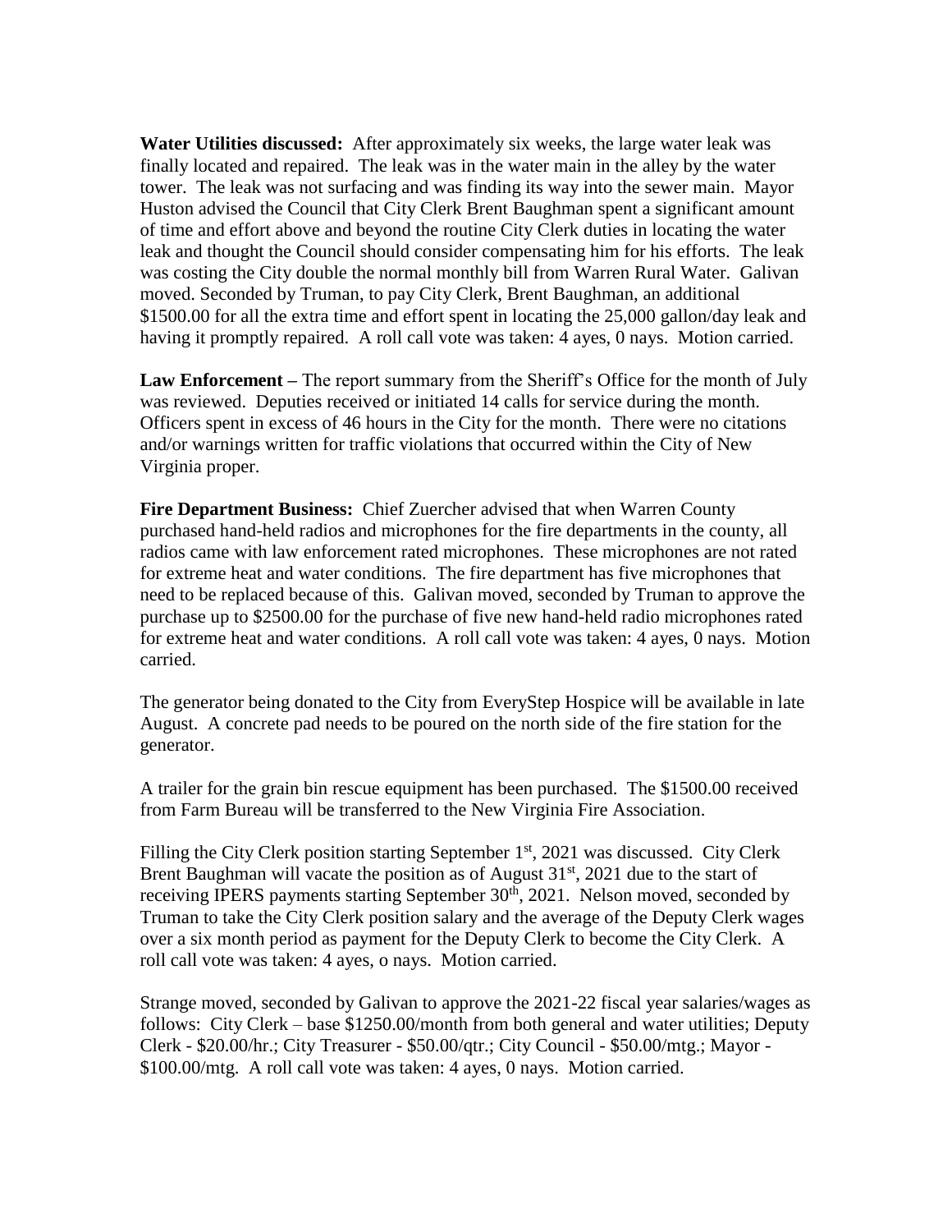**Water Utilities discussed:** After approximately six weeks, the large water leak was finally located and repaired. The leak was in the water main in the alley by the water tower. The leak was not surfacing and was finding its way into the sewer main. Mayor Huston advised the Council that City Clerk Brent Baughman spent a significant amount of time and effort above and beyond the routine City Clerk duties in locating the water leak and thought the Council should consider compensating him for his efforts. The leak was costing the City double the normal monthly bill from Warren Rural Water. Galivan moved. Seconded by Truman, to pay City Clerk, Brent Baughman, an additional $1500.00 for all the extra time and effort spent in locating the 25,000 gallon/day leak and having it promptly repaired. A roll call vote was taken: 4 ayes, 0 nays. Motion carried.

**Law Enforcement –** The report summary from the Sheriff's Office for the month of July was reviewed. Deputies received or initiated 14 calls for service during the month. Officers spent in excess of 46 hours in the City for the month. There were no citations and/or warnings written for traffic violations that occurred within the City of New Virginia proper.

**Fire Department Business:** Chief Zuercher advised that when Warren County purchased hand-held radios and microphones for the fire departments in the county, all radios came with law enforcement rated microphones. These microphones are not rated for extreme heat and water conditions. The fire department has five microphones that need to be replaced because of this. Galivan moved, seconded by Truman to approve the purchase up to $2500.00 for the purchase of five new hand-held radio microphones rated for extreme heat and water conditions. A roll call vote was taken: 4 ayes, 0 nays. Motion carried.

The generator being donated to the City from EveryStep Hospice will be available in late August. A concrete pad needs to be poured on the north side of the fire station for the generator.

A trailer for the grain bin rescue equipment has been purchased. The $1500.00 received from Farm Bureau will be transferred to the New Virginia Fire Association.

Filling the City Clerk position starting September 1st, 2021 was discussed. City Clerk Brent Baughman will vacate the position as of August 31st, 2021 due to the start of receiving IPERS payments starting September 30th, 2021. Nelson moved, seconded by Truman to take the City Clerk position salary and the average of the Deputy Clerk wages over a six month period as payment for the Deputy Clerk to become the City Clerk. A roll call vote was taken: 4 ayes, o nays. Motion carried.

Strange moved, seconded by Galivan to approve the 2021-22 fiscal year salaries/wages as follows: City Clerk – base $1250.00/month from both general and water utilities; Deputy Clerk - $20.00/hr.; City Treasurer - $50.00/qtr.; City Council - $50.00/mtg.; Mayor - $100.00/mtg. A roll call vote was taken: 4 ayes, 0 nays. Motion carried.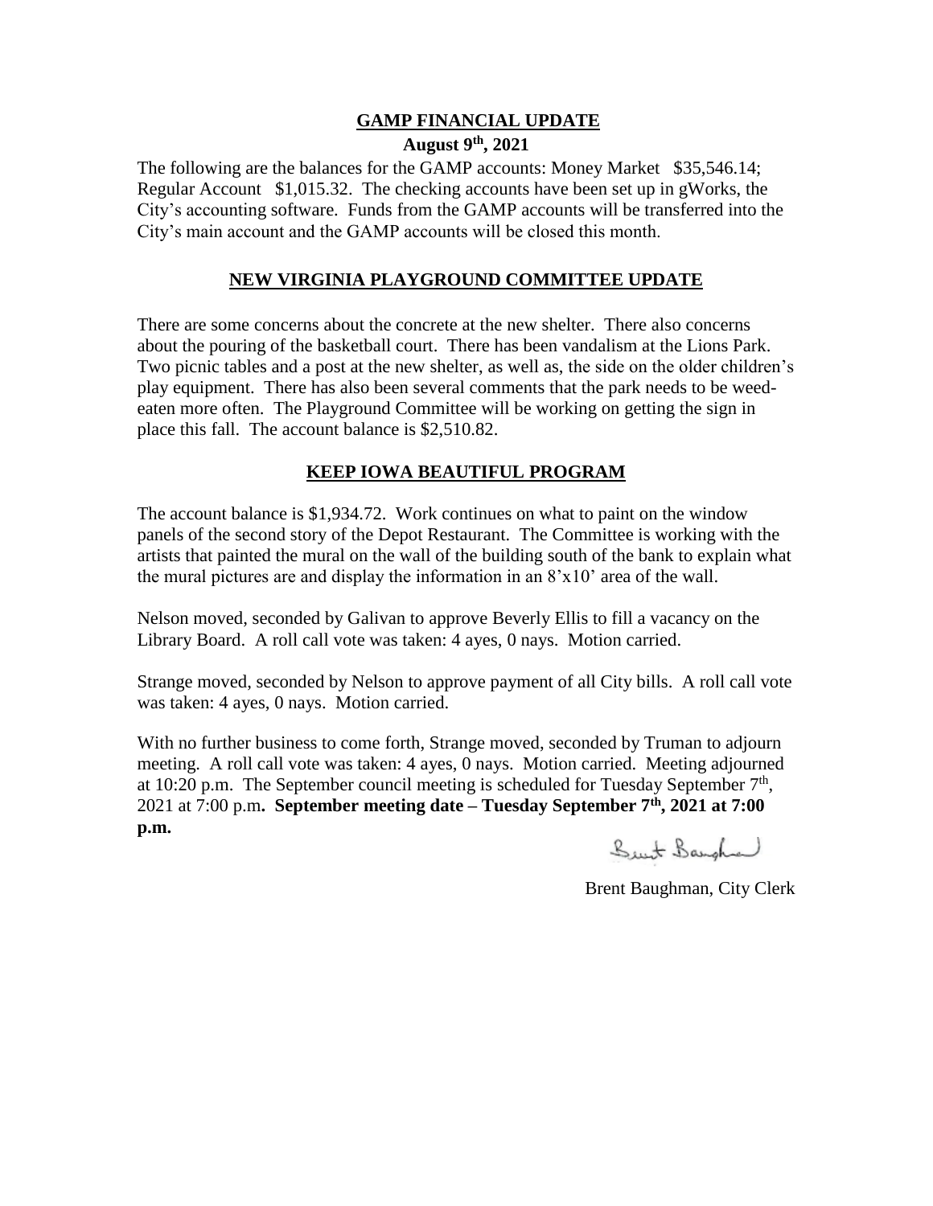**GAMP FINANCIAL UPDATE**

**August 9th, 2021**

The following are the balances for the GAMP accounts: Money Market $35,546.14; Regular Account $1,015.32. The checking accounts have been set up in gWorks, the City's accounting software. Funds from the GAMP accounts will be transferred into the City's main account and the GAMP accounts will be closed this month.

**NEW VIRGINIA PLAYGROUND COMMITTEE UPDATE**

There are some concerns about the concrete at the new shelter. There also concerns about the pouring of the basketball court. There has been vandalism at the Lions Park. Two picnic tables and a post at the new shelter, as well as, the side on the older children's play equipment. There has also been several comments that the park needs to be weed-eaten more often. The Playground Committee will be working on getting the sign in place this fall. The account balance is $2,510.82.

**KEEP IOWA BEAUTIFUL PROGRAM**

The account balance is $1,934.72. Work continues on what to paint on the window panels of the second story of the Depot Restaurant. The Committee is working with the artists that painted the mural on the wall of the building south of the bank to explain what the mural pictures are and display the information in an 8'x10' area of the wall.

Nelson moved, seconded by Galivan to approve Beverly Ellis to fill a vacancy on the Library Board. A roll call vote was taken: 4 ayes, 0 nays. Motion carried.

Strange moved, seconded by Nelson to approve payment of all City bills. A roll call vote was taken: 4 ayes, 0 nays. Motion carried.

With no further business to come forth, Strange moved, seconded by Truman to adjourn meeting. A roll call vote was taken: 4 ayes, 0 nays. Motion carried. Meeting adjourned at 10:20 p.m. The September council meeting is scheduled for Tuesday September 7th, 2021 at 7:00 p.m**. September meeting date – Tuesday September 7th, 2021 at 7:00 p.m.**

Brent Baughman

Brent Baughman, City Clerk